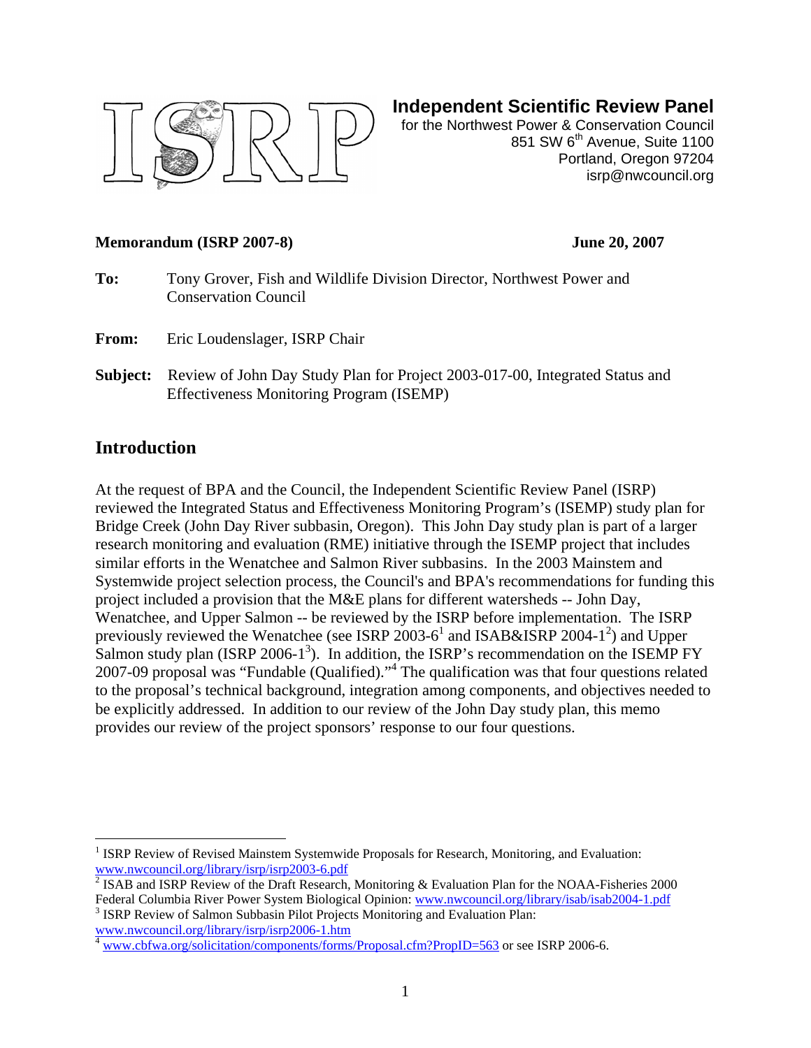**Independent Scientific Review Panel**
for the Northwest Power & Conservation Council
851 SW 6th Avenue, Suite 1100
Portland, Oregon 97204
isrp@nwcouncil.org

**Memorandum (ISRP 2007-8)** **June 20, 2007**

**To:** Tony Grover, Fish and Wildlife Division Director, Northwest Power and Conservation Council

**From:** Eric Loudenslager, ISRP Chair

**Subject:** Review of John Day Study Plan for Project 2003-017-00, Integrated Status and Effectiveness Monitoring Program (ISEMP)

## Introduction

At the request of BPA and the Council, the Independent Scientific Review Panel (ISRP) reviewed the Integrated Status and Effectiveness Monitoring Program's (ISEMP) study plan for Bridge Creek (John Day River subbasin, Oregon). This John Day study plan is part of a larger research monitoring and evaluation (RME) initiative through the ISEMP project that includes similar efforts in the Wenatchee and Salmon River subbasins. In the 2003 Mainstem and Systemwide project selection process, the Council's and BPA's recommendations for funding this project included a provision that the M&E plans for different watersheds -- John Day, Wenatchee, and Upper Salmon -- be reviewed by the ISRP before implementation. The ISRP previously reviewed the Wenatchee (see ISRP 2003-6[1] and ISAB&ISRP 2004-1[2]) and Upper Salmon study plan (ISRP 2006-1[3]). In addition, the ISRP's recommendation on the ISEMP FY 2007-09 proposal was "Fundable (Qualified)."[4] The qualification was that four questions related to the proposal's technical background, integration among components, and objectives needed to be explicitly addressed. In addition to our review of the John Day study plan, this memo provides our review of the project sponsors' response to our four questions.

---

[1] ISRP Review of Revised Mainstem Systemwide Proposals for Research, Monitoring, and Evaluation: www.nwcouncil.org/library/isrp/isrp2003-6.pdf

[2] ISAB and ISRP Review of the Draft Research, Monitoring & Evaluation Plan for the NOAA-Fisheries 2000 Federal Columbia River Power System Biological Opinion: www.nwcouncil.org/library/isab/isab2004-1.pdf

[3] ISRP Review of Salmon Subbasin Pilot Projects Monitoring and Evaluation Plan: www.nwcouncil.org/library/isrp/isrp2006-1.htm

[4] www.cbfwa.org/solicitation/components/forms/Proposal.cfm?PropID=563 or see ISRP 2006-6.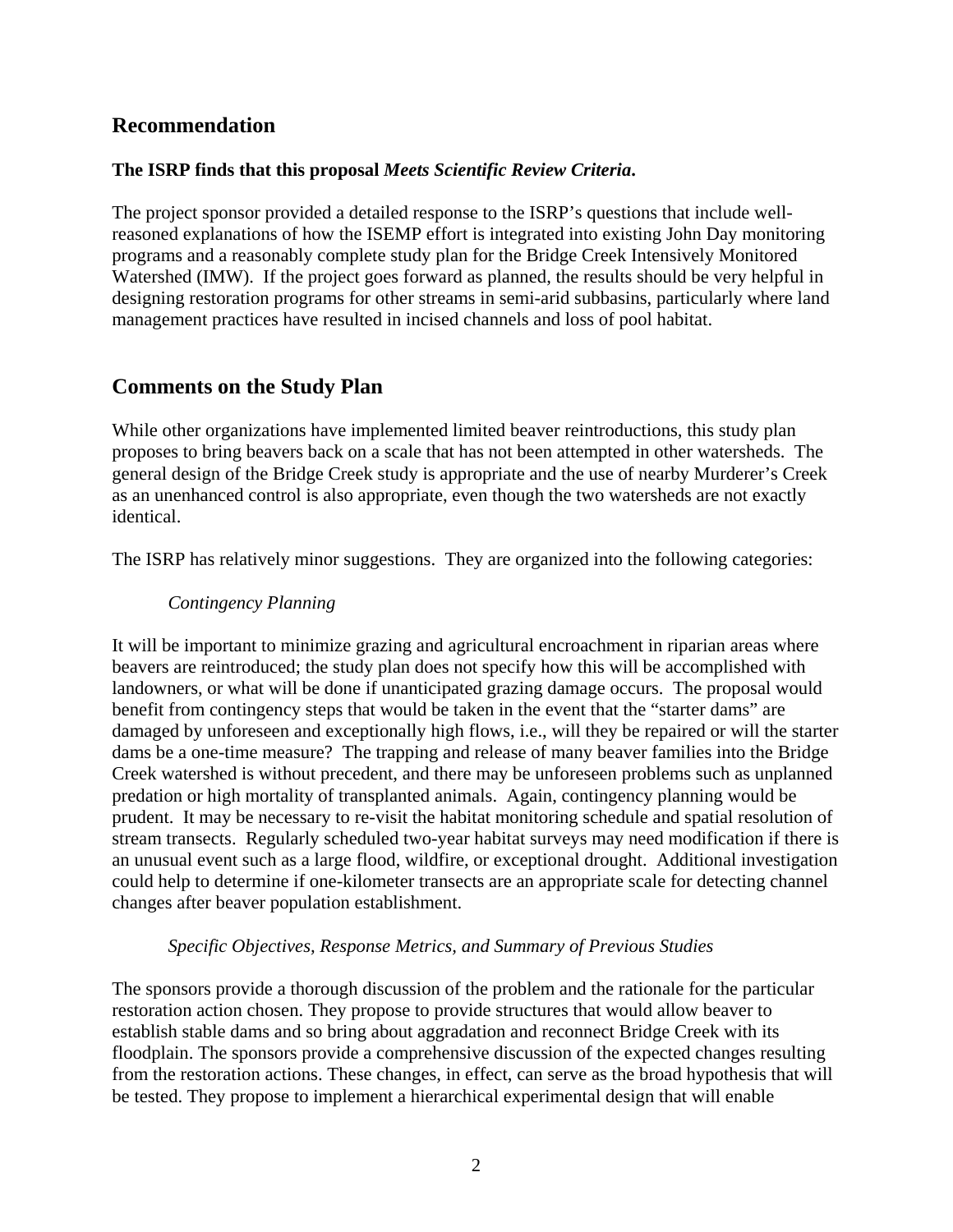## Recommendation

**The ISRP finds that this proposal *Meets Scientific Review Criteria*.**

The project sponsor provided a detailed response to the ISRP's questions that include well-reasoned explanations of how the ISEMP effort is integrated into existing John Day monitoring programs and a reasonably complete study plan for the Bridge Creek Intensively Monitored Watershed (IMW). If the project goes forward as planned, the results should be very helpful in designing restoration programs for other streams in semi-arid subbasins, particularly where land management practices have resulted in incised channels and loss of pool habitat.

## Comments on the Study Plan

While other organizations have implemented limited beaver reintroductions, this study plan proposes to bring beavers back on a scale that has not been attempted in other watersheds. The general design of the Bridge Creek study is appropriate and the use of nearby Murderer's Creek as an unenhanced control is also appropriate, even though the two watersheds are not exactly identical.

The ISRP has relatively minor suggestions. They are organized into the following categories:

*Contingency Planning*

It will be important to minimize grazing and agricultural encroachment in riparian areas where beavers are reintroduced; the study plan does not specify how this will be accomplished with landowners, or what will be done if unanticipated grazing damage occurs. The proposal would benefit from contingency steps that would be taken in the event that the "starter dams" are damaged by unforeseen and exceptionally high flows, i.e., will they be repaired or will the starter dams be a one-time measure? The trapping and release of many beaver families into the Bridge Creek watershed is without precedent, and there may be unforeseen problems such as unplanned predation or high mortality of transplanted animals. Again, contingency planning would be prudent. It may be necessary to re-visit the habitat monitoring schedule and spatial resolution of stream transects. Regularly scheduled two-year habitat surveys may need modification if there is an unusual event such as a large flood, wildfire, or exceptional drought. Additional investigation could help to determine if one-kilometer transects are an appropriate scale for detecting channel changes after beaver population establishment.

*Specific Objectives, Response Metrics, and Summary of Previous Studies*

The sponsors provide a thorough discussion of the problem and the rationale for the particular restoration action chosen. They propose to provide structures that would allow beaver to establish stable dams and so bring about aggradation and reconnect Bridge Creek with its floodplain. The sponsors provide a comprehensive discussion of the expected changes resulting from the restoration actions. These changes, in effect, can serve as the broad hypothesis that will be tested. They propose to implement a hierarchical experimental design that will enable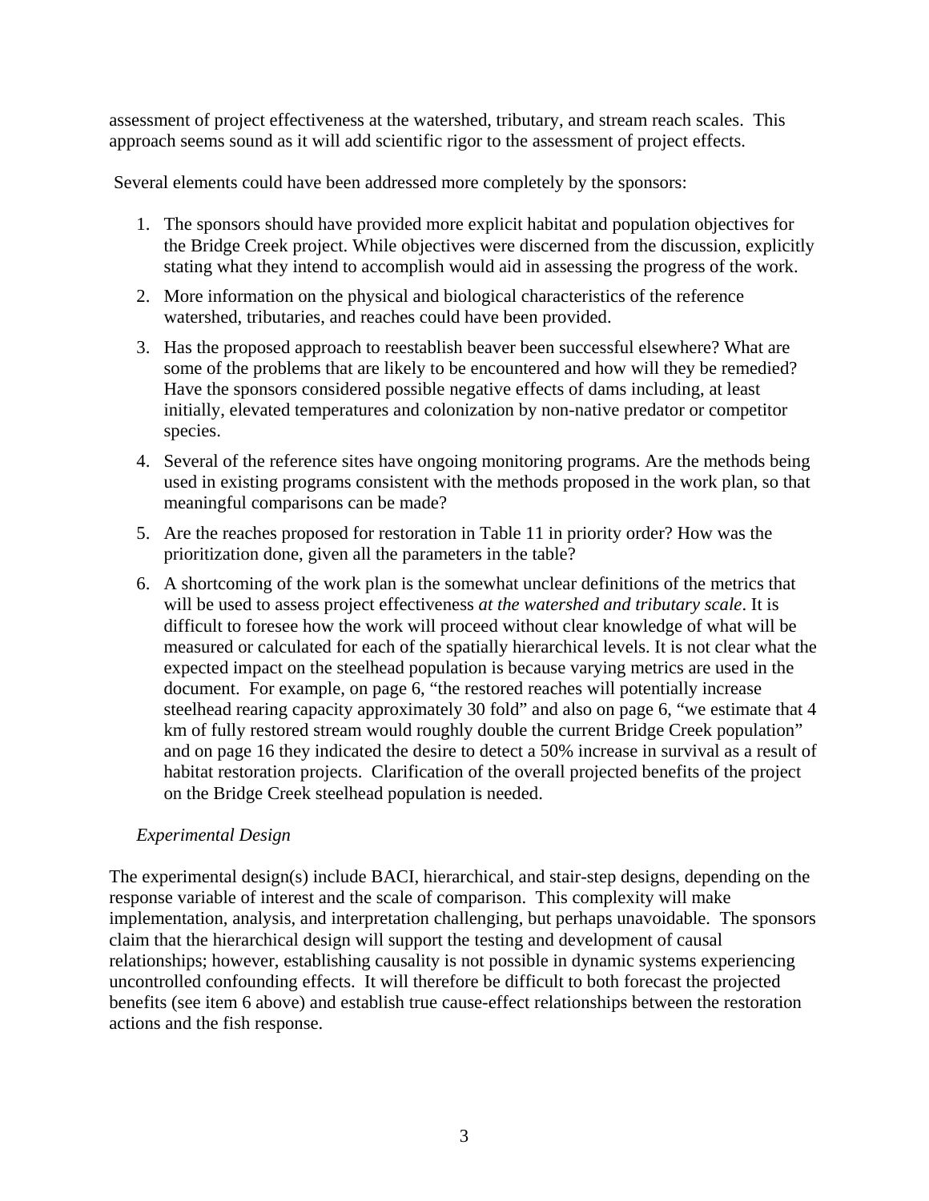assessment of project effectiveness at the watershed, tributary, and stream reach scales. This approach seems sound as it will add scientific rigor to the assessment of project effects.

Several elements could have been addressed more completely by the sponsors:

1. The sponsors should have provided more explicit habitat and population objectives for the Bridge Creek project. While objectives were discerned from the discussion, explicitly stating what they intend to accomplish would aid in assessing the progress of the work.
2. More information on the physical and biological characteristics of the reference watershed, tributaries, and reaches could have been provided.
3. Has the proposed approach to reestablish beaver been successful elsewhere? What are some of the problems that are likely to be encountered and how will they be remedied? Have the sponsors considered possible negative effects of dams including, at least initially, elevated temperatures and colonization by non-native predator or competitor species.
4. Several of the reference sites have ongoing monitoring programs. Are the methods being used in existing programs consistent with the methods proposed in the work plan, so that meaningful comparisons can be made?
5. Are the reaches proposed for restoration in Table 11 in priority order? How was the prioritization done, given all the parameters in the table?
6. A shortcoming of the work plan is the somewhat unclear definitions of the metrics that will be used to assess project effectiveness *at the watershed and tributary scale*. It is difficult to foresee how the work will proceed without clear knowledge of what will be measured or calculated for each of the spatially hierarchical levels. It is not clear what the expected impact on the steelhead population is because varying metrics are used in the document. For example, on page 6, "the restored reaches will potentially increase steelhead rearing capacity approximately 30 fold" and also on page 6, "we estimate that 4 km of fully restored stream would roughly double the current Bridge Creek population" and on page 16 they indicated the desire to detect a 50% increase in survival as a result of habitat restoration projects. Clarification of the overall projected benefits of the project on the Bridge Creek steelhead population is needed.

*Experimental Design*

The experimental design(s) include BACI, hierarchical, and stair-step designs, depending on the response variable of interest and the scale of comparison. This complexity will make implementation, analysis, and interpretation challenging, but perhaps unavoidable. The sponsors claim that the hierarchical design will support the testing and development of causal relationships; however, establishing causality is not possible in dynamic systems experiencing uncontrolled confounding effects. It will therefore be difficult to both forecast the projected benefits (see item 6 above) and establish true cause-effect relationships between the restoration actions and the fish response.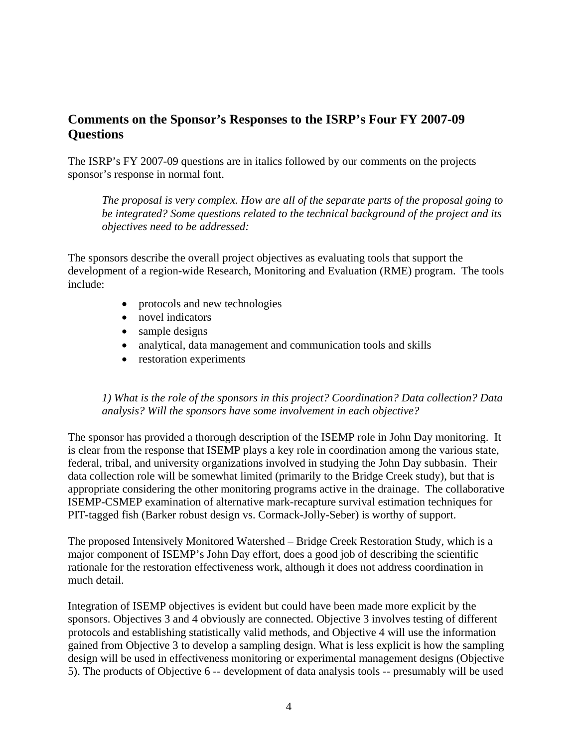## Comments on the Sponsor's Responses to the ISRP's Four FY 2007-09 Questions

The ISRP's FY 2007-09 questions are in italics followed by our comments on the projects sponsor's response in normal font.

> *The proposal is very complex. How are all of the separate parts of the proposal going to be integrated? Some questions related to the technical background of the project and its objectives need to be addressed:*

The sponsors describe the overall project objectives as evaluating tools that support the development of a region-wide Research, Monitoring and Evaluation (RME) program. The tools include:

- protocols and new technologies
- novel indicators
- sample designs
- analytical, data management and communication tools and skills
- restoration experiments

> *1) What is the role of the sponsors in this project? Coordination? Data collection? Data analysis? Will the sponsors have some involvement in each objective?*

The sponsor has provided a thorough description of the ISEMP role in John Day monitoring. It is clear from the response that ISEMP plays a key role in coordination among the various state, federal, tribal, and university organizations involved in studying the John Day subbasin. Their data collection role will be somewhat limited (primarily to the Bridge Creek study), but that is appropriate considering the other monitoring programs active in the drainage. The collaborative ISEMP-CSMEP examination of alternative mark-recapture survival estimation techniques for PIT-tagged fish (Barker robust design vs. Cormack-Jolly-Seber) is worthy of support.

The proposed Intensively Monitored Watershed – Bridge Creek Restoration Study, which is a major component of ISEMP's John Day effort, does a good job of describing the scientific rationale for the restoration effectiveness work, although it does not address coordination in much detail.

Integration of ISEMP objectives is evident but could have been made more explicit by the sponsors. Objectives 3 and 4 obviously are connected. Objective 3 involves testing of different protocols and establishing statistically valid methods, and Objective 4 will use the information gained from Objective 3 to develop a sampling design. What is less explicit is how the sampling design will be used in effectiveness monitoring or experimental management designs (Objective 5). The products of Objective 6 -- development of data analysis tools -- presumably will be used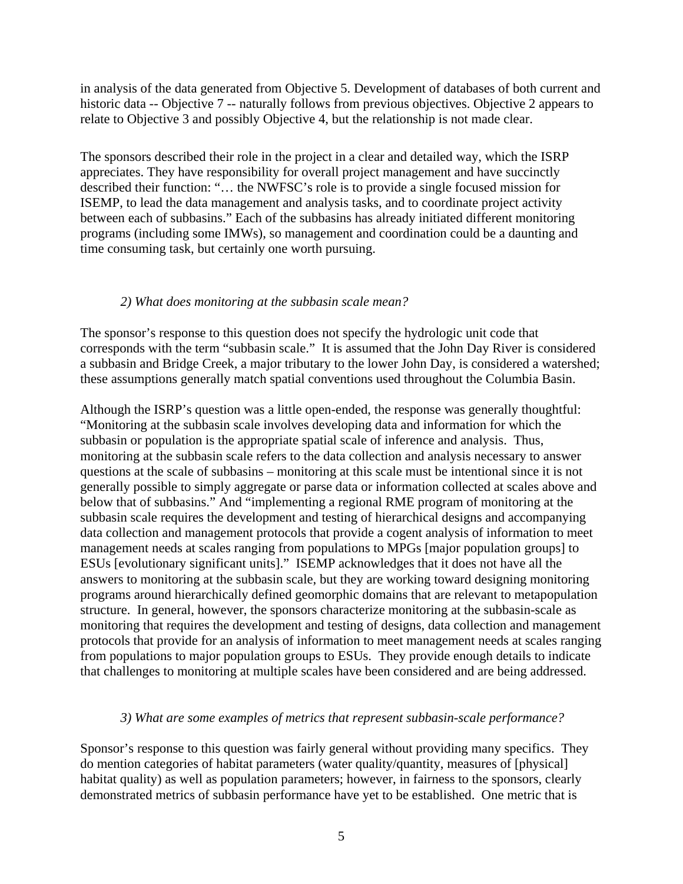in analysis of the data generated from Objective 5. Development of databases of both current and historic data -- Objective 7 -- naturally follows from previous objectives. Objective 2 appears to relate to Objective 3 and possibly Objective 4, but the relationship is not made clear.

The sponsors described their role in the project in a clear and detailed way, which the ISRP appreciates. They have responsibility for overall project management and have succinctly described their function: "… the NWFSC's role is to provide a single focused mission for ISEMP, to lead the data management and analysis tasks, and to coordinate project activity between each of subbasins." Each of the subbasins has already initiated different monitoring programs (including some IMWs), so management and coordination could be a daunting and time consuming task, but certainly one worth pursuing.

*2) What does monitoring at the subbasin scale mean?*

The sponsor's response to this question does not specify the hydrologic unit code that corresponds with the term "subbasin scale." It is assumed that the John Day River is considered a subbasin and Bridge Creek, a major tributary to the lower John Day, is considered a watershed; these assumptions generally match spatial conventions used throughout the Columbia Basin.

Although the ISRP's question was a little open-ended, the response was generally thoughtful: "Monitoring at the subbasin scale involves developing data and information for which the subbasin or population is the appropriate spatial scale of inference and analysis. Thus, monitoring at the subbasin scale refers to the data collection and analysis necessary to answer questions at the scale of subbasins – monitoring at this scale must be intentional since it is not generally possible to simply aggregate or parse data or information collected at scales above and below that of subbasins." And "implementing a regional RME program of monitoring at the subbasin scale requires the development and testing of hierarchical designs and accompanying data collection and management protocols that provide a cogent analysis of information to meet management needs at scales ranging from populations to MPGs [major population groups] to ESUs [evolutionary significant units]." ISEMP acknowledges that it does not have all the answers to monitoring at the subbasin scale, but they are working toward designing monitoring programs around hierarchically defined geomorphic domains that are relevant to metapopulation structure. In general, however, the sponsors characterize monitoring at the subbasin-scale as monitoring that requires the development and testing of designs, data collection and management protocols that provide for an analysis of information to meet management needs at scales ranging from populations to major population groups to ESUs. They provide enough details to indicate that challenges to monitoring at multiple scales have been considered and are being addressed.

*3) What are some examples of metrics that represent subbasin-scale performance?*

Sponsor's response to this question was fairly general without providing many specifics. They do mention categories of habitat parameters (water quality/quantity, measures of [physical] habitat quality) as well as population parameters; however, in fairness to the sponsors, clearly demonstrated metrics of subbasin performance have yet to be established. One metric that is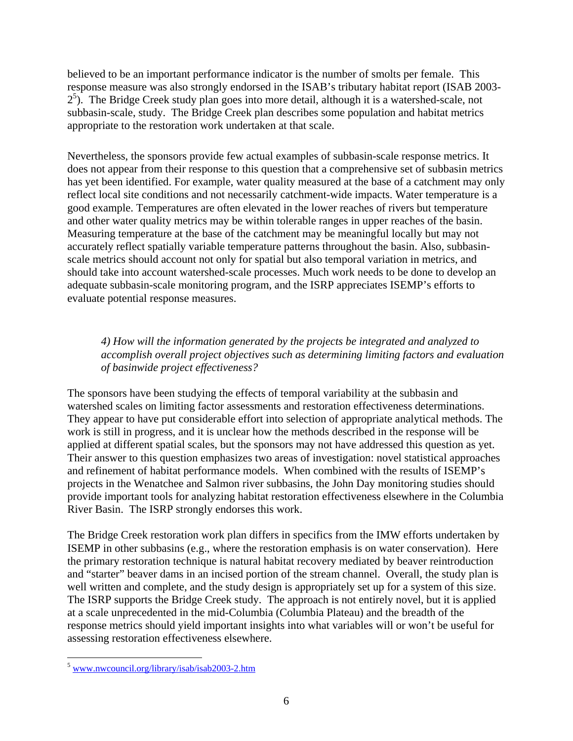believed to be an important performance indicator is the number of smolts per female. This response measure was also strongly endorsed in the ISAB's tributary habitat report (ISAB 2003-2[5]). The Bridge Creek study plan goes into more detail, although it is a watershed-scale, not subbasin-scale, study. The Bridge Creek plan describes some population and habitat metrics appropriate to the restoration work undertaken at that scale.

Nevertheless, the sponsors provide few actual examples of subbasin-scale response metrics. It does not appear from their response to this question that a comprehensive set of subbasin metrics has yet been identified. For example, water quality measured at the base of a catchment may only reflect local site conditions and not necessarily catchment-wide impacts. Water temperature is a good example. Temperatures are often elevated in the lower reaches of rivers but temperature and other water quality metrics may be within tolerable ranges in upper reaches of the basin. Measuring temperature at the base of the catchment may be meaningful locally but may not accurately reflect spatially variable temperature patterns throughout the basin. Also, subbasin-scale metrics should account not only for spatial but also temporal variation in metrics, and should take into account watershed-scale processes. Much work needs to be done to develop an adequate subbasin-scale monitoring program, and the ISRP appreciates ISEMP's efforts to evaluate potential response measures.

> *4) How will the information generated by the projects be integrated and analyzed to accomplish overall project objectives such as determining limiting factors and evaluation of basinwide project effectiveness?*

The sponsors have been studying the effects of temporal variability at the subbasin and watershed scales on limiting factor assessments and restoration effectiveness determinations. They appear to have put considerable effort into selection of appropriate analytical methods. The work is still in progress, and it is unclear how the methods described in the response will be applied at different spatial scales, but the sponsors may not have addressed this question as yet. Their answer to this question emphasizes two areas of investigation: novel statistical approaches and refinement of habitat performance models. When combined with the results of ISEMP's projects in the Wenatchee and Salmon river subbasins, the John Day monitoring studies should provide important tools for analyzing habitat restoration effectiveness elsewhere in the Columbia River Basin. The ISRP strongly endorses this work.

The Bridge Creek restoration work plan differs in specifics from the IMW efforts undertaken by ISEMP in other subbasins (e.g., where the restoration emphasis is on water conservation). Here the primary restoration technique is natural habitat recovery mediated by beaver reintroduction and "starter" beaver dams in an incised portion of the stream channel. Overall, the study plan is well written and complete, and the study design is appropriately set up for a system of this size. The ISRP supports the Bridge Creek study. The approach is not entirely novel, but it is applied at a scale unprecedented in the mid-Columbia (Columbia Plateau) and the breadth of the response metrics should yield important insights into what variables will or won't be useful for assessing restoration effectiveness elsewhere.

[5] www.nwcouncil.org/library/isab/isab2003-2.htm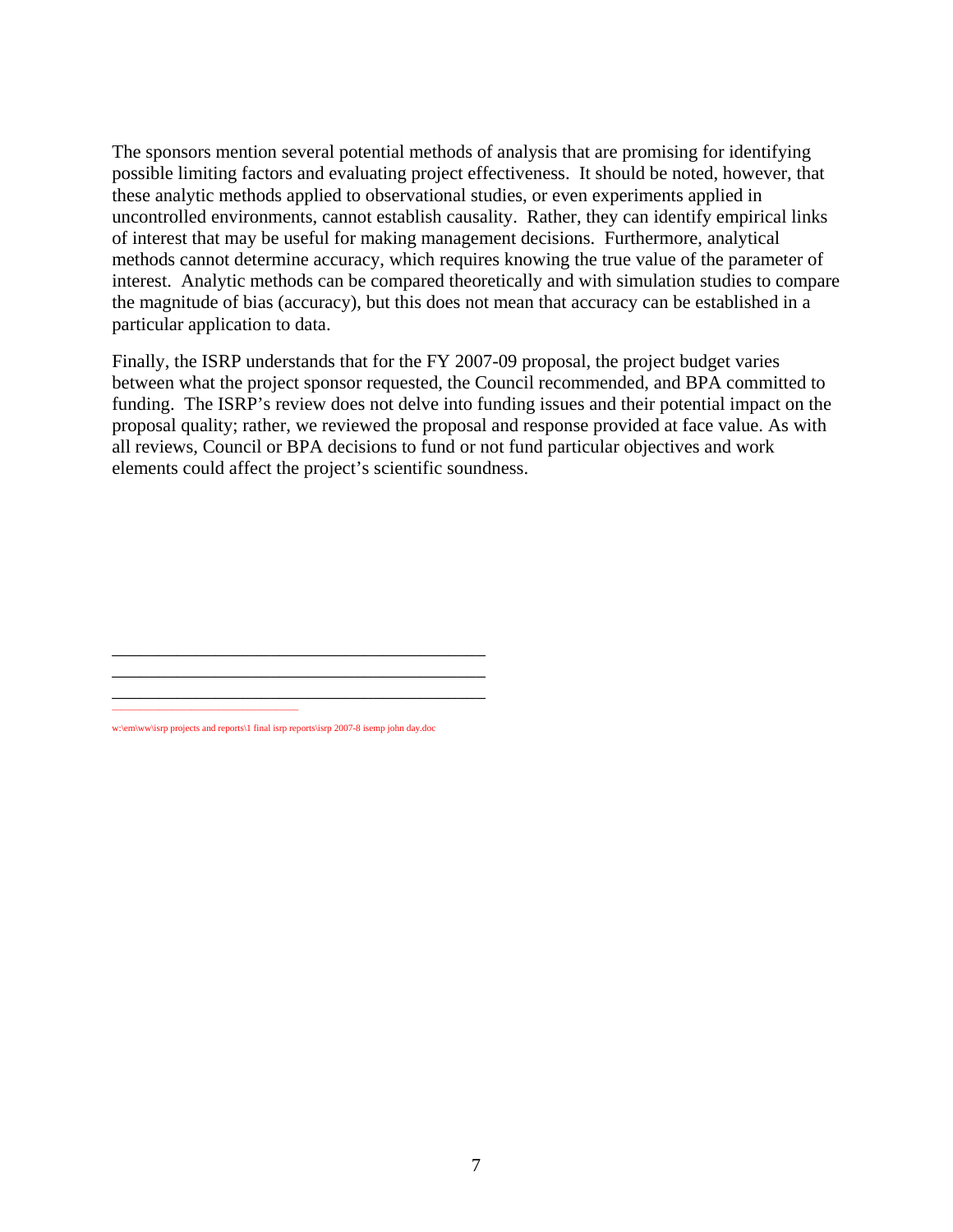The sponsors mention several potential methods of analysis that are promising for identifying possible limiting factors and evaluating project effectiveness. It should be noted, however, that these analytic methods applied to observational studies, or even experiments applied in uncontrolled environments, cannot establish causality. Rather, they can identify empirical links of interest that may be useful for making management decisions. Furthermore, analytical methods cannot determine accuracy, which requires knowing the true value of the parameter of interest. Analytic methods can be compared theoretically and with simulation studies to compare the magnitude of bias (accuracy), but this does not mean that accuracy can be established in a particular application to data.

Finally, the ISRP understands that for the FY 2007-09 proposal, the project budget varies between what the project sponsor requested, the Council recommended, and BPA committed to funding. The ISRP's review does not delve into funding issues and their potential impact on the proposal quality; rather, we reviewed the proposal and response provided at face value. As with all reviews, Council or BPA decisions to fund or not fund particular objectives and work elements could affect the project's scientific soundness.

w:\em\ww\isrp projects and reports\1 final isrp reports\isrp 2007-8 isemp john day.doc